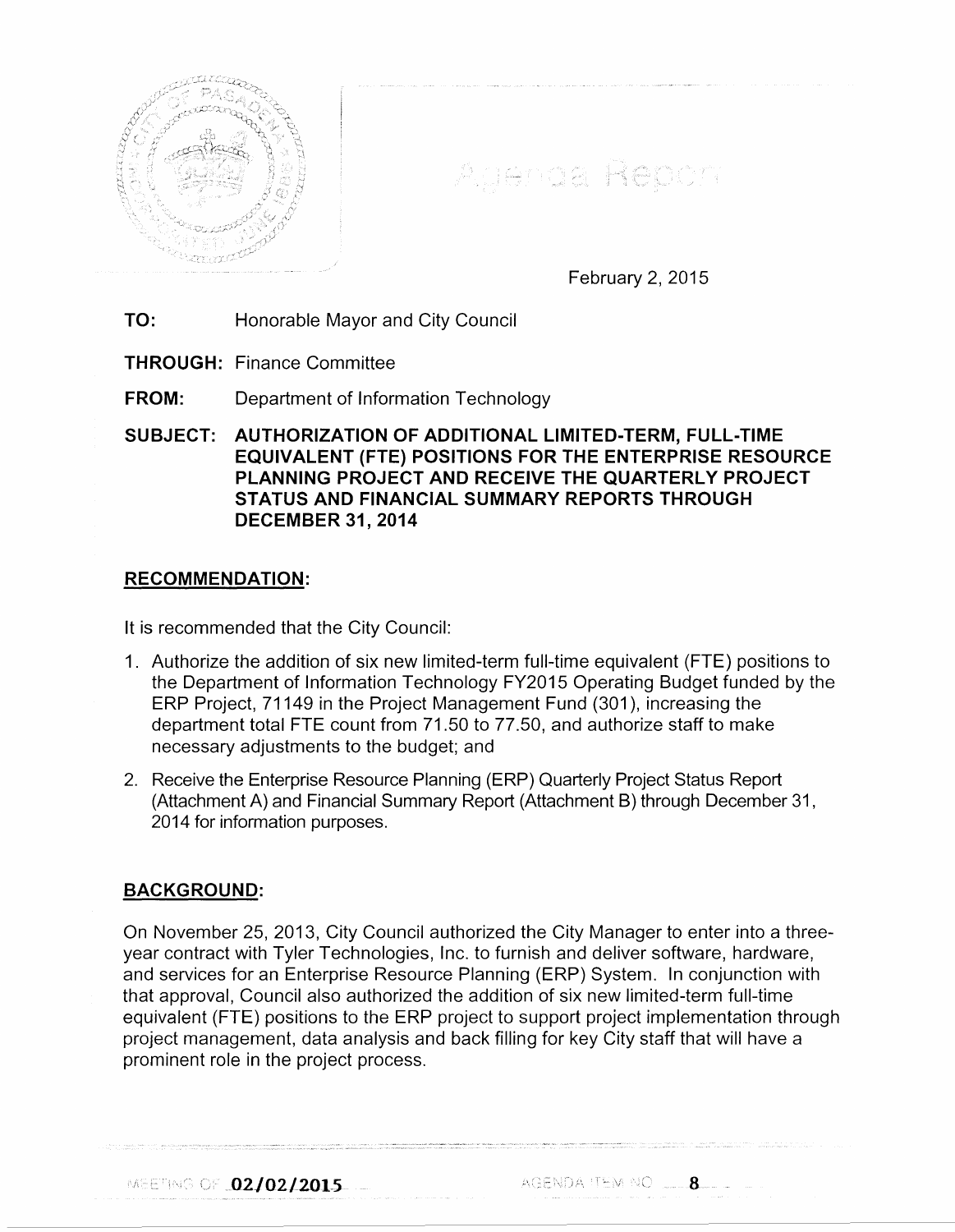Agenda Report

February 2, 2015

**TO:** Honorable Mayor and City Council

**THROUGH:** Finance Committee

**FROM:** Department of Information Technology

**SUBJECT: AUTHORIZATION OF ADDITIONAL LIMITED-TERM, FULL-TIME EQUIVALENT (FTE) POSITIONS FOR THE ENTERPRISE RESOURCE PLANNING PROJECT AND RECEIVE THE QUARTERLY PROJECT STATUS AND FINANCIAL SUMMARY REPORTS THROUGH DECEMBER 31, 2014**

## RECOMMENDATION:

It is recommended that the City Council:

1. Authorize the addition of six new limited-term full-time equivalent (FTE) positions to the Department of Information Technology FY2015 Operating Budget funded by the ERP Project, 71149 in the Project Management Fund (301), increasing the department total FTE count from 71.50 to 77.50, and authorize staff to make necessary adjustments to the budget; and
2. Receive the Enterprise Resource Planning (ERP) Quarterly Project Status Report (Attachment A) and Financial Summary Report (Attachment B) through December 31, 2014 for information purposes.

## BACKGROUND:

On November 25, 2013, City Council authorized the City Manager to enter into a three-year contract with Tyler Technologies, Inc. to furnish and deliver software, hardware, and services for an Enterprise Resource Planning (ERP) System. In conjunction with that approval, Council also authorized the addition of six new limited-term full-time equivalent (FTE) positions to the ERP project to support project implementation through project management, data analysis and back filling for key City staff that will have a prominent role in the project process.

MEETING OF 02/02/2015 AGENDA ITEM NO. 8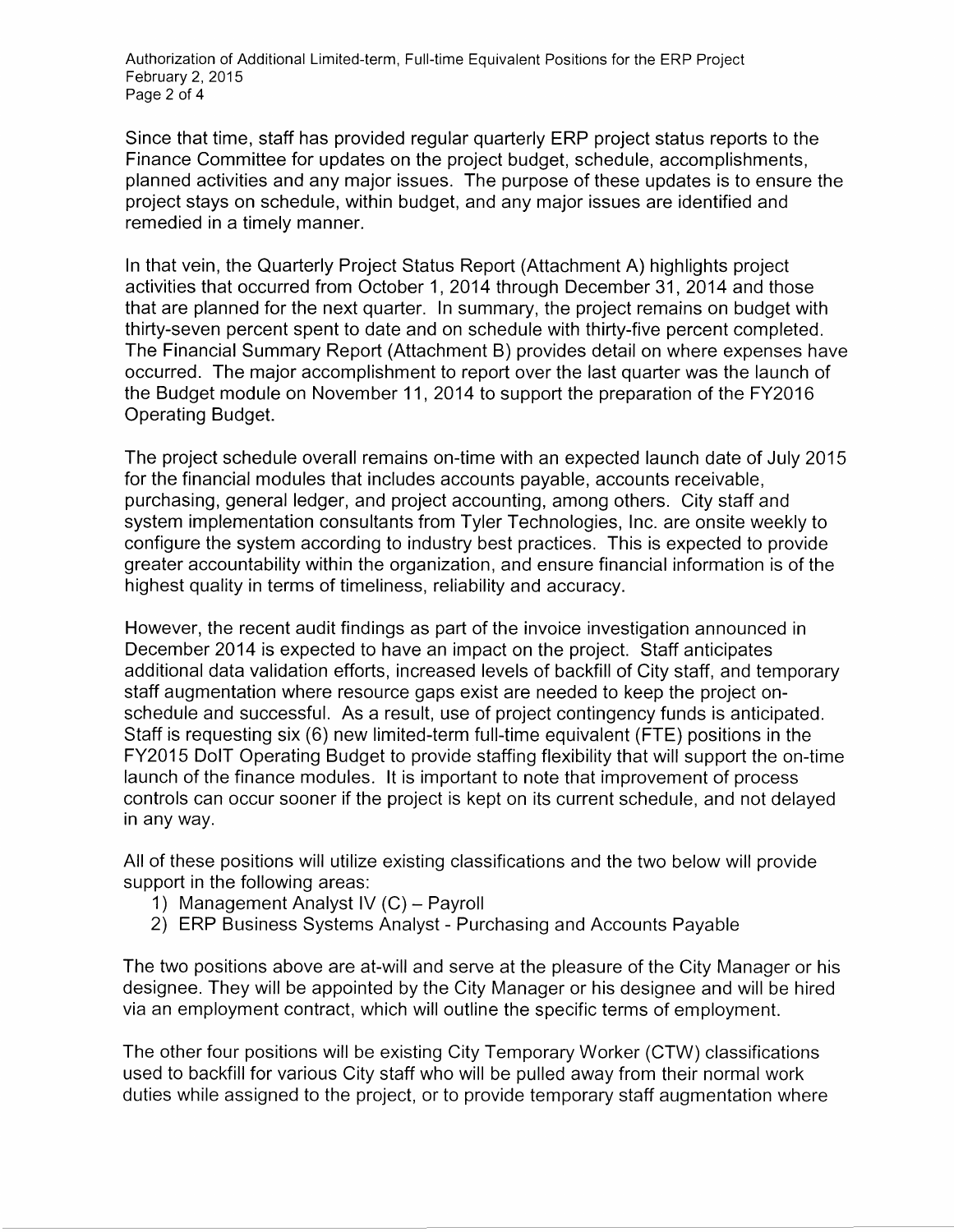Since that time, staff has provided regular quarterly ERP project status reports to the Finance Committee for updates on the project budget, schedule, accomplishments, planned activities and any major issues. The purpose of these updates is to ensure the project stays on schedule, within budget, and any major issues are identified and remedied in a timely manner.

In that vein, the Quarterly Project Status Report (Attachment A) highlights project activities that occurred from October 1, 2014 through December 31, 2014 and those that are planned for the next quarter. In summary, the project remains on budget with thirty-seven percent spent to date and on schedule with thirty-five percent completed. The Financial Summary Report (Attachment B) provides detail on where expenses have occurred. The major accomplishment to report over the last quarter was the launch of the Budget module on November 11, 2014 to support the preparation of the FY2016 Operating Budget.

The project schedule overall remains on-time with an expected launch date of July 2015 for the financial modules that includes accounts payable, accounts receivable, purchasing, general ledger, and project accounting, among others. City staff and system implementation consultants from Tyler Technologies, Inc. are onsite weekly to configure the system according to industry best practices. This is expected to provide greater accountability within the organization, and ensure financial information is of the highest quality in terms of timeliness, reliability and accuracy.

However, the recent audit findings as part of the invoice investigation announced in December 2014 is expected to have an impact on the project. Staff anticipates additional data validation efforts, increased levels of backfill of City staff, and temporary staff augmentation where resource gaps exist are needed to keep the project on-schedule and successful. As a result, use of project contingency funds is anticipated. Staff is requesting six (6) new limited-term full-time equivalent (FTE) positions in the FY2015 DoIT Operating Budget to provide staffing flexibility that will support the on-time launch of the finance modules. It is important to note that improvement of process controls can occur sooner if the project is kept on its current schedule, and not delayed in any way.

All of these positions will utilize existing classifications and the two below will provide support in the following areas:

1) Management Analyst IV (C) – Payroll
2) ERP Business Systems Analyst - Purchasing and Accounts Payable

The two positions above are at-will and serve at the pleasure of the City Manager or his designee. They will be appointed by the City Manager or his designee and will be hired via an employment contract, which will outline the specific terms of employment.

The other four positions will be existing City Temporary Worker (CTW) classifications used to backfill for various City staff who will be pulled away from their normal work duties while assigned to the project, or to provide temporary staff augmentation where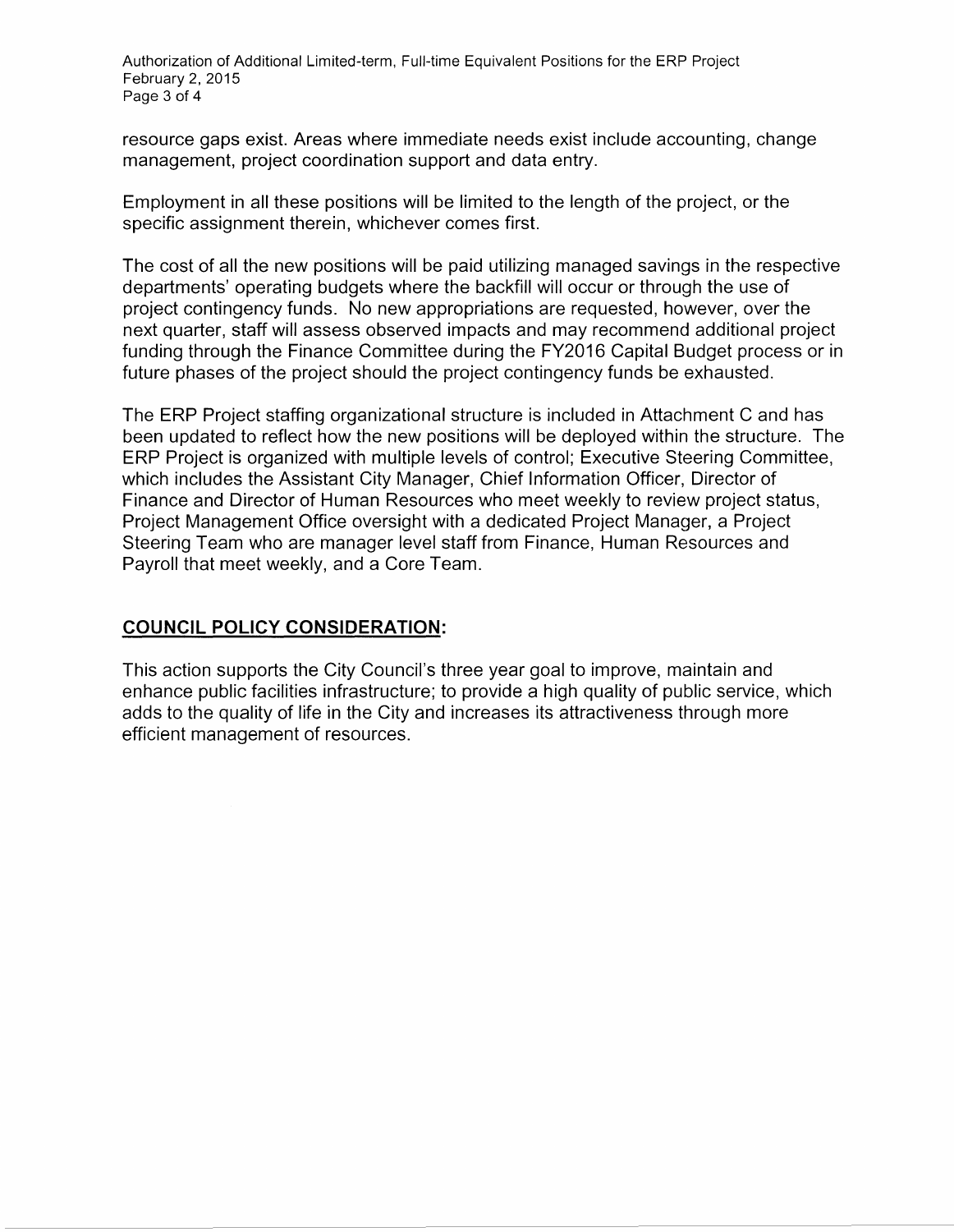resource gaps exist. Areas where immediate needs exist include accounting, change management, project coordination support and data entry.

Employment in all these positions will be limited to the length of the project, or the specific assignment therein, whichever comes first.

The cost of all the new positions will be paid utilizing managed savings in the respective departments' operating budgets where the backfill will occur or through the use of project contingency funds. No new appropriations are requested, however, over the next quarter, staff will assess observed impacts and may recommend additional project funding through the Finance Committee during the FY2016 Capital Budget process or in future phases of the project should the project contingency funds be exhausted.

The ERP Project staffing organizational structure is included in Attachment C and has been updated to reflect how the new positions will be deployed within the structure. The ERP Project is organized with multiple levels of control; Executive Steering Committee, which includes the Assistant City Manager, Chief Information Officer, Director of Finance and Director of Human Resources who meet weekly to review project status, Project Management Office oversight with a dedicated Project Manager, a Project Steering Team who are manager level staff from Finance, Human Resources and Payroll that meet weekly, and a Core Team.

## COUNCIL POLICY CONSIDERATION:

This action supports the City Council's three year goal to improve, maintain and enhance public facilities infrastructure; to provide a high quality of public service, which adds to the quality of life in the City and increases its attractiveness through more efficient management of resources.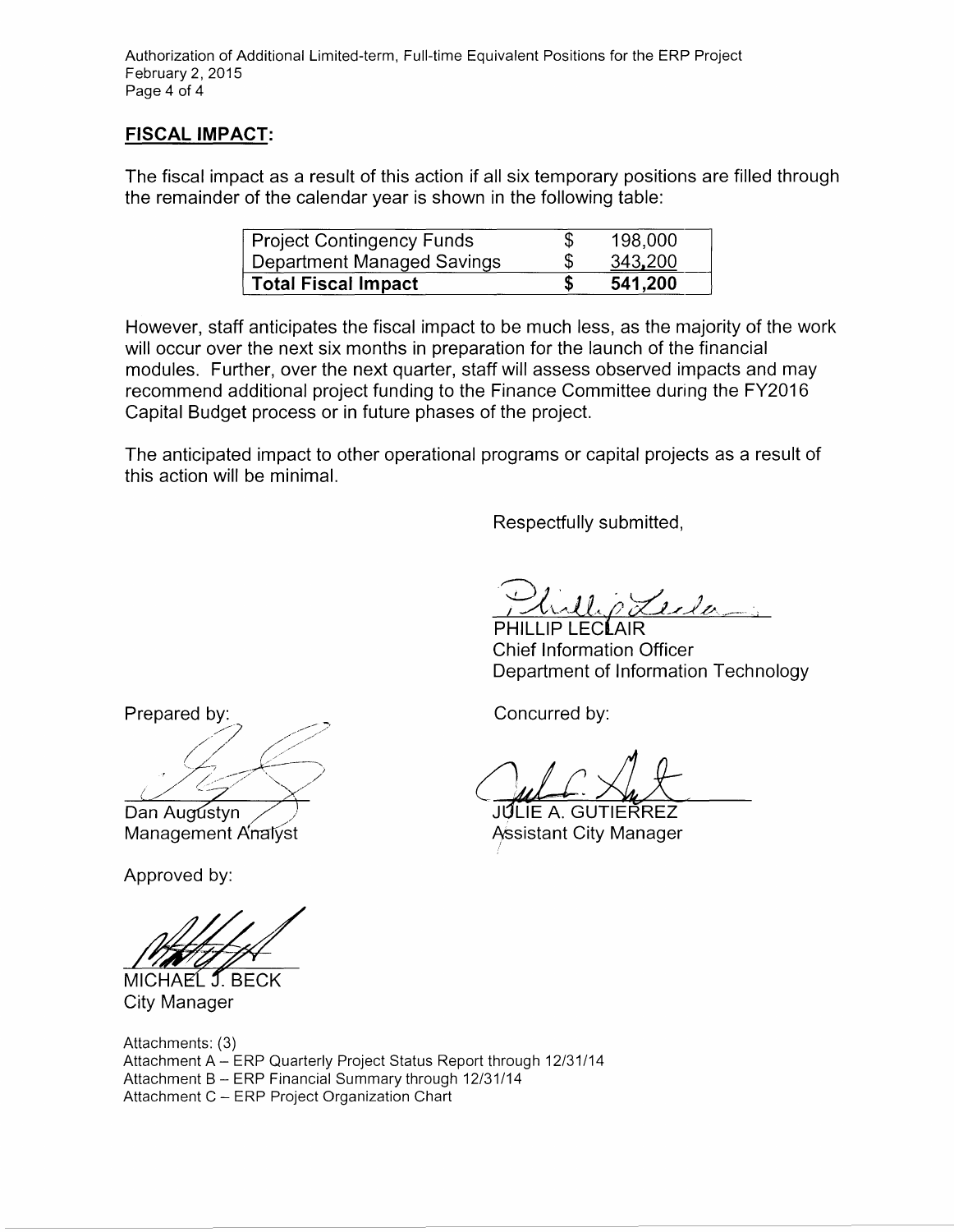## FISCAL IMPACT:

The fiscal impact as a result of this action if all six temporary positions are filled through the remainder of the calendar year is shown in the following table:

| | | |
|---|---|---|
| Project Contingency Funds | $ | 198,000 |
| Department Managed Savings | $ | 343,200 |
| **Total Fiscal Impact** | **$** | **541,200** |

However, staff anticipates the fiscal impact to be much less, as the majority of the work will occur over the next six months in preparation for the launch of the financial modules. Further, over the next quarter, staff will assess observed impacts and may recommend additional project funding to the Finance Committee during the FY2016 Capital Budget process or in future phases of the project.

The anticipated impact to other operational programs or capital projects as a result of this action will be minimal.

Respectfully submitted,

PHILLIP LECLAIR
Chief Information Officer
Department of Information Technology

Prepared by:

Dan Augustyn
Management Analyst

Concurred by:

JULIE A. GUTIERREZ
Assistant City Manager

Approved by:

MICHAEL J. BECK
City Manager

Attachments: (3)
Attachment A – ERP Quarterly Project Status Report through 12/31/14
Attachment B – ERP Financial Summary through 12/31/14
Attachment C – ERP Project Organization Chart